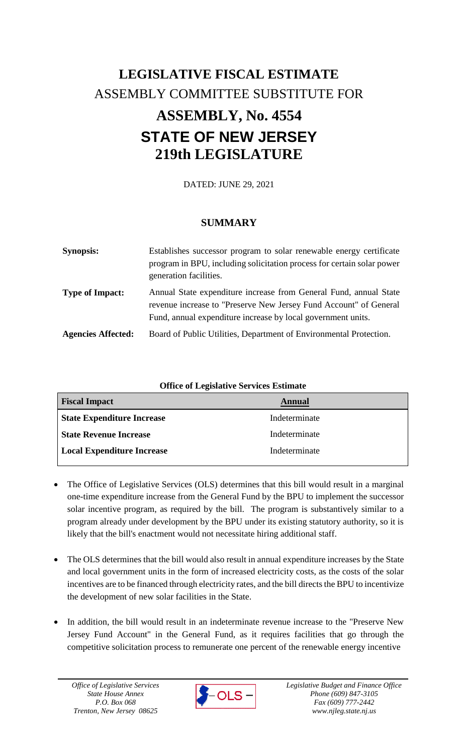# LEGISLATIVE FISCAL ESTIMATE

ASSEMBLY COMMITTEE SUBSTITUTE FOR

# ASSEMBLY, No. 4554
# STATE OF NEW JERSEY
# 219th LEGISLATURE

DATED: JUNE 29, 2021

## SUMMARY

**Synopsis:** Establishes successor program to solar renewable energy certificate program in BPU, including solicitation process for certain solar power generation facilities.

**Type of Impact:** Annual State expenditure increase from General Fund, annual State revenue increase to "Preserve New Jersey Fund Account" of General Fund, annual expenditure increase by local government units.

**Agencies Affected:** Board of Public Utilities, Department of Environmental Protection.

**Office of Legislative Services Estimate**

| Fiscal Impact | Annual |
|---|---|
| State Expenditure Increase | Indeterminate |
| State Revenue Increase | Indeterminate |
| Local Expenditure Increase | Indeterminate |

- The Office of Legislative Services (OLS) determines that this bill would result in a marginal one-time expenditure increase from the General Fund by the BPU to implement the successor solar incentive program, as required by the bill. The program is substantively similar to a program already under development by the BPU under its existing statutory authority, so it is likely that the bill's enactment would not necessitate hiring additional staff.

- The OLS determines that the bill would also result in annual expenditure increases by the State and local government units in the form of increased electricity costs, as the costs of the solar incentives are to be financed through electricity rates, and the bill directs the BPU to incentivize the development of new solar facilities in the State.

- In addition, the bill would result in an indeterminate revenue increase to the "Preserve New Jersey Fund Account" in the General Fund, as it requires facilities that go through the competitive solicitation process to remunerate one percent of the renewable energy incentive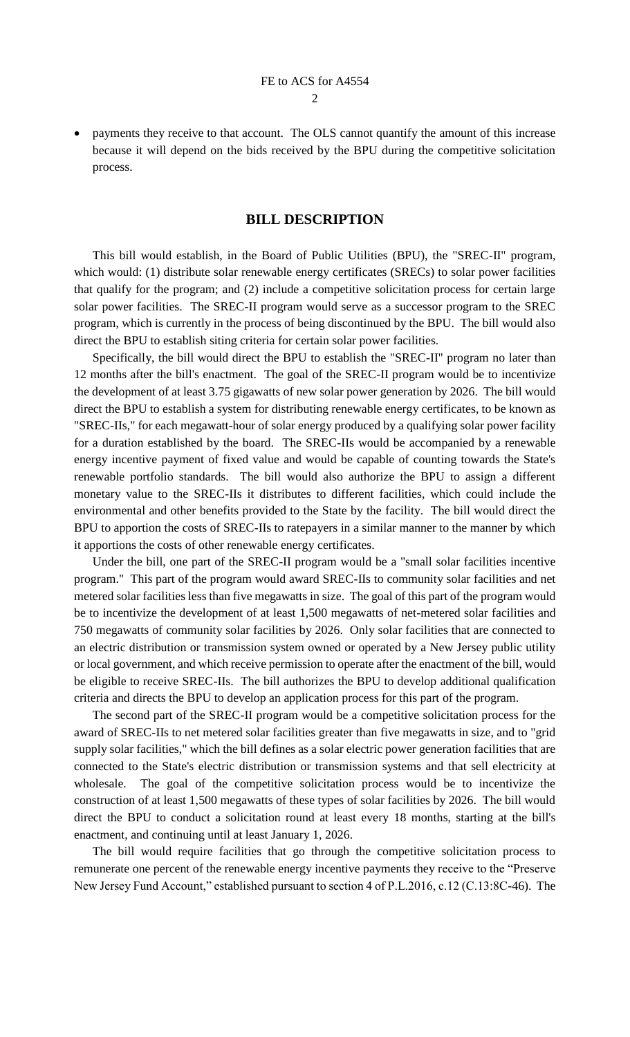- payments they receive to that account. The OLS cannot quantify the amount of this increase because it will depend on the bids received by the BPU during the competitive solicitation process.

## BILL DESCRIPTION

This bill would establish, in the Board of Public Utilities (BPU), the "SREC-II" program, which would: (1) distribute solar renewable energy certificates (SRECs) to solar power facilities that qualify for the program; and (2) include a competitive solicitation process for certain large solar power facilities. The SREC-II program would serve as a successor program to the SREC program, which is currently in the process of being discontinued by the BPU. The bill would also direct the BPU to establish siting criteria for certain solar power facilities.

Specifically, the bill would direct the BPU to establish the "SREC-II" program no later than 12 months after the bill's enactment. The goal of the SREC-II program would be to incentivize the development of at least 3.75 gigawatts of new solar power generation by 2026. The bill would direct the BPU to establish a system for distributing renewable energy certificates, to be known as "SREC-IIs," for each megawatt-hour of solar energy produced by a qualifying solar power facility for a duration established by the board. The SREC-IIs would be accompanied by a renewable energy incentive payment of fixed value and would be capable of counting towards the State's renewable portfolio standards. The bill would also authorize the BPU to assign a different monetary value to the SREC-IIs it distributes to different facilities, which could include the environmental and other benefits provided to the State by the facility. The bill would direct the BPU to apportion the costs of SREC-IIs to ratepayers in a similar manner to the manner by which it apportions the costs of other renewable energy certificates.

Under the bill, one part of the SREC-II program would be a "small solar facilities incentive program." This part of the program would award SREC-IIs to community solar facilities and net metered solar facilities less than five megawatts in size. The goal of this part of the program would be to incentivize the development of at least 1,500 megawatts of net-metered solar facilities and 750 megawatts of community solar facilities by 2026. Only solar facilities that are connected to an electric distribution or transmission system owned or operated by a New Jersey public utility or local government, and which receive permission to operate after the enactment of the bill, would be eligible to receive SREC-IIs. The bill authorizes the BPU to develop additional qualification criteria and directs the BPU to develop an application process for this part of the program.

The second part of the SREC-II program would be a competitive solicitation process for the award of SREC-IIs to net metered solar facilities greater than five megawatts in size, and to "grid supply solar facilities," which the bill defines as a solar electric power generation facilities that are connected to the State's electric distribution or transmission systems and that sell electricity at wholesale. The goal of the competitive solicitation process would be to incentivize the construction of at least 1,500 megawatts of these types of solar facilities by 2026. The bill would direct the BPU to conduct a solicitation round at least every 18 months, starting at the bill's enactment, and continuing until at least January 1, 2026.

The bill would require facilities that go through the competitive solicitation process to remunerate one percent of the renewable energy incentive payments they receive to the "Preserve New Jersey Fund Account," established pursuant to section 4 of P.L.2016, c.12 (C.13:8C-46). The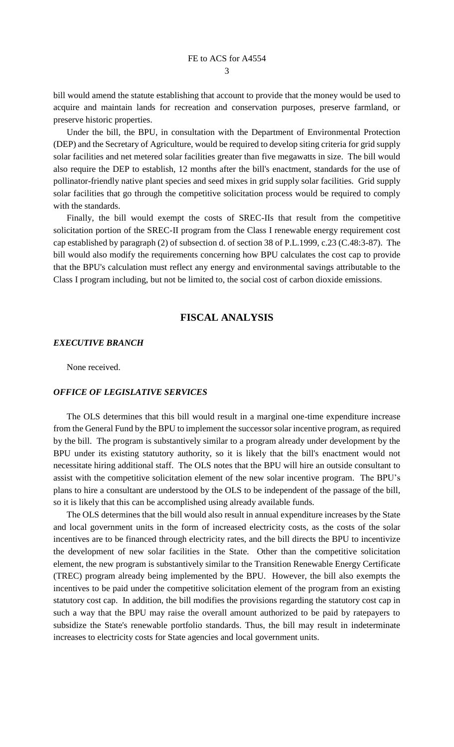bill would amend the statute establishing that account to provide that the money would be used to acquire and maintain lands for recreation and conservation purposes, preserve farmland, or preserve historic properties.

Under the bill, the BPU, in consultation with the Department of Environmental Protection (DEP) and the Secretary of Agriculture, would be required to develop siting criteria for grid supply solar facilities and net metered solar facilities greater than five megawatts in size. The bill would also require the DEP to establish, 12 months after the bill's enactment, standards for the use of pollinator-friendly native plant species and seed mixes in grid supply solar facilities. Grid supply solar facilities that go through the competitive solicitation process would be required to comply with the standards.

Finally, the bill would exempt the costs of SREC-IIs that result from the competitive solicitation portion of the SREC-II program from the Class I renewable energy requirement cost cap established by paragraph (2) of subsection d. of section 38 of P.L.1999, c.23 (C.48:3-87). The bill would also modify the requirements concerning how BPU calculates the cost cap to provide that the BPU's calculation must reflect any energy and environmental savings attributable to the Class I program including, but not be limited to, the social cost of carbon dioxide emissions.

## FISCAL ANALYSIS

### *EXECUTIVE BRANCH*

None received.

### *OFFICE OF LEGISLATIVE SERVICES*

The OLS determines that this bill would result in a marginal one-time expenditure increase from the General Fund by the BPU to implement the successor solar incentive program, as required by the bill. The program is substantively similar to a program already under development by the BPU under its existing statutory authority, so it is likely that the bill's enactment would not necessitate hiring additional staff. The OLS notes that the BPU will hire an outside consultant to assist with the competitive solicitation element of the new solar incentive program. The BPU's plans to hire a consultant are understood by the OLS to be independent of the passage of the bill, so it is likely that this can be accomplished using already available funds.

The OLS determines that the bill would also result in annual expenditure increases by the State and local government units in the form of increased electricity costs, as the costs of the solar incentives are to be financed through electricity rates, and the bill directs the BPU to incentivize the development of new solar facilities in the State. Other than the competitive solicitation element, the new program is substantively similar to the Transition Renewable Energy Certificate (TREC) program already being implemented by the BPU. However, the bill also exempts the incentives to be paid under the competitive solicitation element of the program from an existing statutory cost cap. In addition, the bill modifies the provisions regarding the statutory cost cap in such a way that the BPU may raise the overall amount authorized to be paid by ratepayers to subsidize the State's renewable portfolio standards. Thus, the bill may result in indeterminate increases to electricity costs for State agencies and local government units.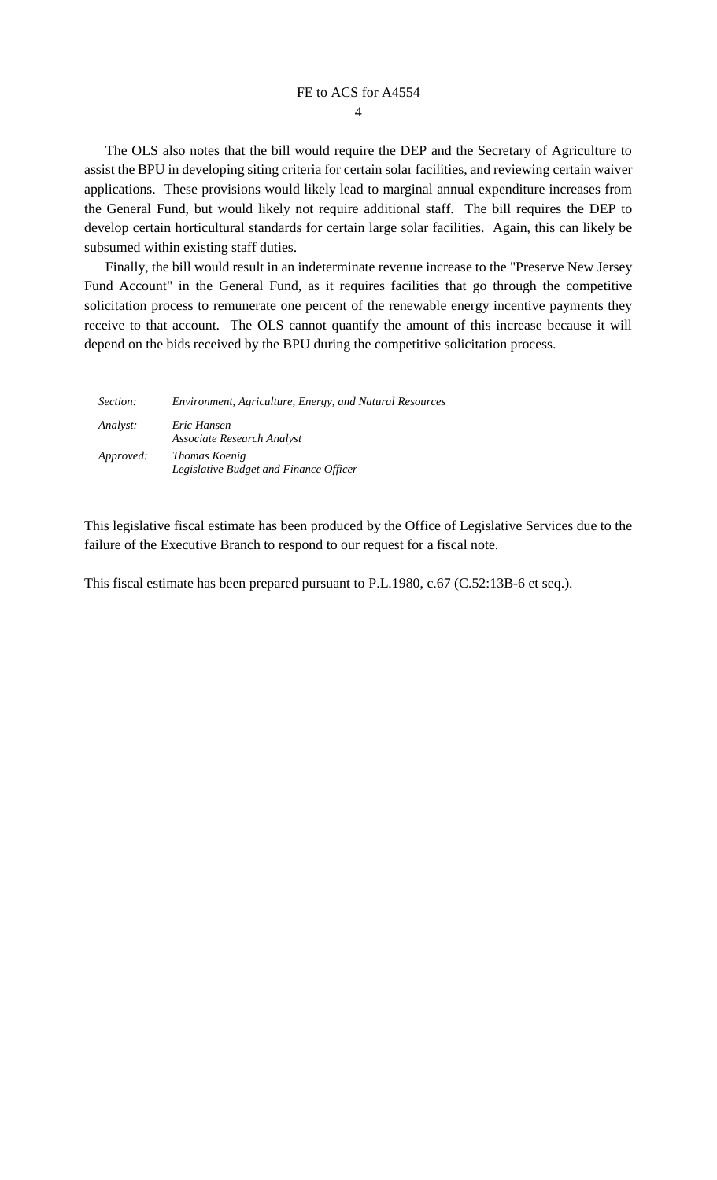The OLS also notes that the bill would require the DEP and the Secretary of Agriculture to assist the BPU in developing siting criteria for certain solar facilities, and reviewing certain waiver applications. These provisions would likely lead to marginal annual expenditure increases from the General Fund, but would likely not require additional staff. The bill requires the DEP to develop certain horticultural standards for certain large solar facilities. Again, this can likely be subsumed within existing staff duties.

Finally, the bill would result in an indeterminate revenue increase to the "Preserve New Jersey Fund Account" in the General Fund, as it requires facilities that go through the competitive solicitation process to remunerate one percent of the renewable energy incentive payments they receive to that account. The OLS cannot quantify the amount of this increase because it will depend on the bids received by the BPU during the competitive solicitation process.

| | |
|---|---|
| *Section:* | *Environment, Agriculture, Energy, and Natural Resources* |
| *Analyst:* | *Eric Hansen*<br>*Associate Research Analyst* |
| *Approved:* | *Thomas Koenig*<br>*Legislative Budget and Finance Officer* |

This legislative fiscal estimate has been produced by the Office of Legislative Services due to the failure of the Executive Branch to respond to our request for a fiscal note.

This fiscal estimate has been prepared pursuant to P.L.1980, c.67 (C.52:13B-6 et seq.).